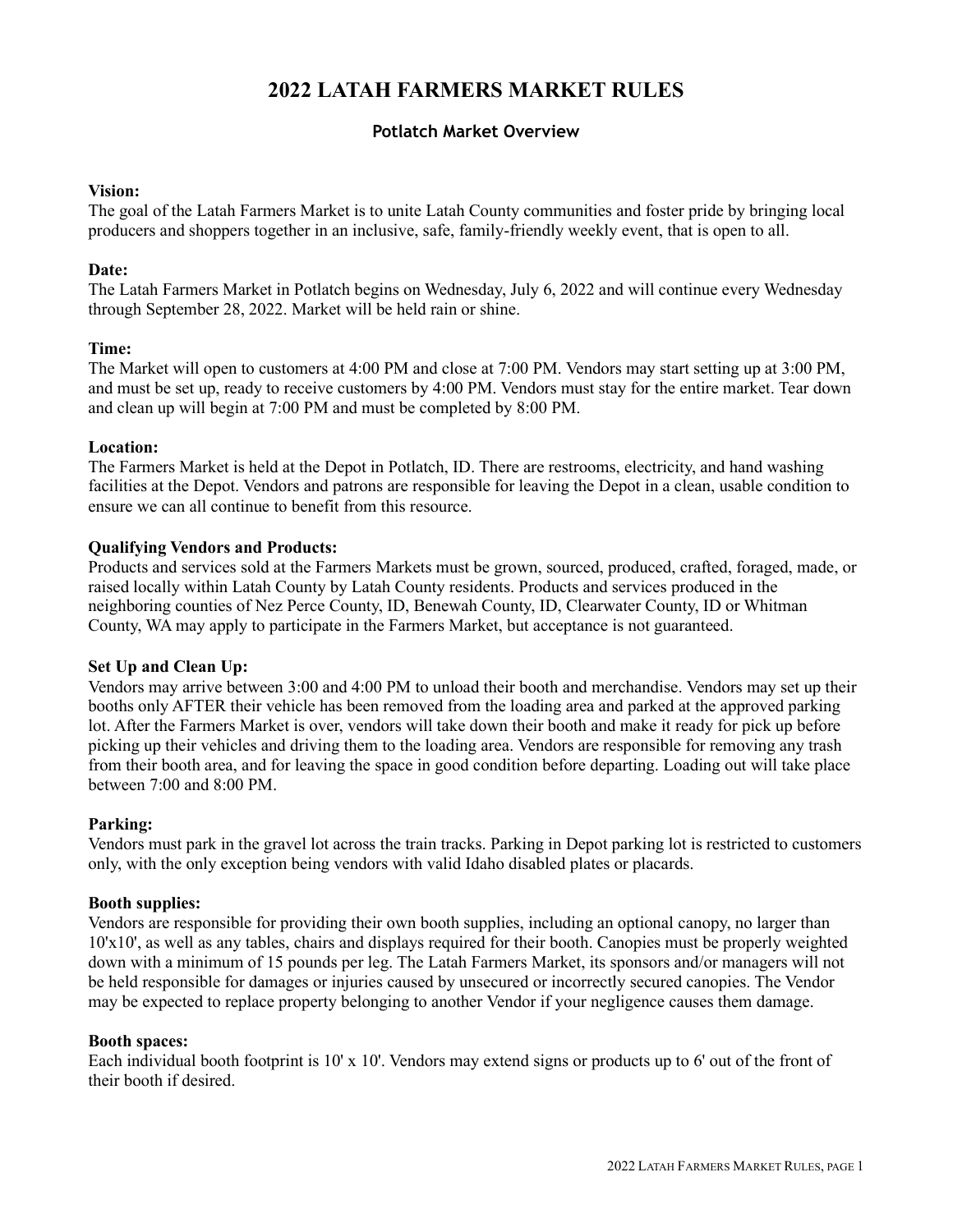# 2022 LATAH FARMERS MARKET RULES

## Potlatch Market Overview

**Vision:**
The goal of the Latah Farmers Market is to unite Latah County communities and foster pride by bringing local producers and shoppers together in an inclusive, safe, family-friendly weekly event, that is open to all.

**Date:**
The Latah Farmers Market in Potlatch begins on Wednesday, July 6, 2022 and will continue every Wednesday through September 28, 2022. Market will be held rain or shine.

**Time:**
The Market will open to customers at 4:00 PM and close at 7:00 PM. Vendors may start setting up at 3:00 PM, and must be set up, ready to receive customers by 4:00 PM. Vendors must stay for the entire market. Tear down and clean up will begin at 7:00 PM and must be completed by 8:00 PM.

**Location:**
The Farmers Market is held at the Depot in Potlatch, ID. There are restrooms, electricity, and hand washing facilities at the Depot. Vendors and patrons are responsible for leaving the Depot in a clean, usable condition to ensure we can all continue to benefit from this resource.

**Qualifying Vendors and Products:**
Products and services sold at the Farmers Markets must be grown, sourced, produced, crafted, foraged, made, or raised locally within Latah County by Latah County residents. Products and services produced in the neighboring counties of Nez Perce County, ID, Benewah County, ID, Clearwater County, ID or Whitman County, WA may apply to participate in the Farmers Market, but acceptance is not guaranteed.

**Set Up and Clean Up:**
Vendors may arrive between 3:00 and 4:00 PM to unload their booth and merchandise. Vendors may set up their booths only AFTER their vehicle has been removed from the loading area and parked at the approved parking lot. After the Farmers Market is over, vendors will take down their booth and make it ready for pick up before picking up their vehicles and driving them to the loading area. Vendors are responsible for removing any trash from their booth area, and for leaving the space in good condition before departing. Loading out will take place between 7:00 and 8:00 PM.

**Parking:**
Vendors must park in the gravel lot across the train tracks. Parking in Depot parking lot is restricted to customers only, with the only exception being vendors with valid Idaho disabled plates or placards.

**Booth supplies:**
Vendors are responsible for providing their own booth supplies, including an optional canopy, no larger than 10'x10', as well as any tables, chairs and displays required for their booth. Canopies must be properly weighted down with a minimum of 15 pounds per leg. The Latah Farmers Market, its sponsors and/or managers will not be held responsible for damages or injuries caused by unsecured or incorrectly secured canopies. The Vendor may be expected to replace property belonging to another Vendor if your negligence causes them damage.

**Booth spaces:**
Each individual booth footprint is 10' x 10'. Vendors may extend signs or products up to 6' out of the front of their booth if desired.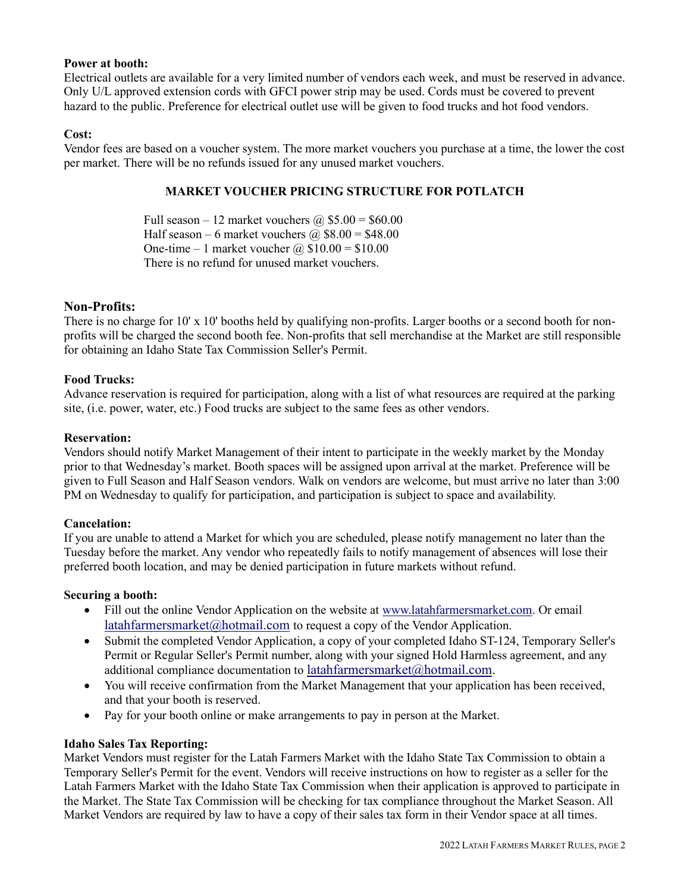**Power at booth:**
Electrical outlets are available for a very limited number of vendors each week, and must be reserved in advance. Only U/L approved extension cords with GFCI power strip may be used. Cords must be covered to prevent hazard to the public. Preference for electrical outlet use will be given to food trucks and hot food vendors.

**Cost:**
Vendor fees are based on a voucher system. The more market vouchers you purchase at a time, the lower the cost per market. There will be no refunds issued for any unused market vouchers.

**MARKET VOUCHER PRICING STRUCTURE FOR POTLATCH**

Full season – 12 market vouchers @ $5.00 = $60.00
Half season – 6 market vouchers @ $8.00 = $48.00
One-time – 1 market voucher @ $10.00 = $10.00
There is no refund for unused market vouchers.

### Non-Profits:

There is no charge for 10' x 10' booths held by qualifying non-profits. Larger booths or a second booth for non-profits will be charged the second booth fee. Non-profits that sell merchandise at the Market are still responsible for obtaining an Idaho State Tax Commission Seller's Permit.

**Food Trucks:**
Advance reservation is required for participation, along with a list of what resources are required at the parking site, (i.e. power, water, etc.) Food trucks are subject to the same fees as other vendors.

**Reservation:**
Vendors should notify Market Management of their intent to participate in the weekly market by the Monday prior to that Wednesday's market. Booth spaces will be assigned upon arrival at the market. Preference will be given to Full Season and Half Season vendors. Walk on vendors are welcome, but must arrive no later than 3:00 PM on Wednesday to qualify for participation, and participation is subject to space and availability.

**Cancelation:**
If you are unable to attend a Market for which you are scheduled, please notify management no later than the Tuesday before the market. Any vendor who repeatedly fails to notify management of absences will lose their preferred booth location, and may be denied participation in future markets without refund.

**Securing a booth:**

- Fill out the online Vendor Application on the website at www.latahfarmersmarket.com. Or email latahfarmersmarket@hotmail.com to request a copy of the Vendor Application.
- Submit the completed Vendor Application, a copy of your completed Idaho ST-124, Temporary Seller's Permit or Regular Seller's Permit number, along with your signed Hold Harmless agreement, and any additional compliance documentation to latahfarmersmarket@hotmail.com.
- You will receive confirmation from the Market Management that your application has been received, and that your booth is reserved.
- Pay for your booth online or make arrangements to pay in person at the Market.

**Idaho Sales Tax Reporting:**
Market Vendors must register for the Latah Farmers Market with the Idaho State Tax Commission to obtain a Temporary Seller's Permit for the event. Vendors will receive instructions on how to register as a seller for the Latah Farmers Market with the Idaho State Tax Commission when their application is approved to participate in the Market. The State Tax Commission will be checking for tax compliance throughout the Market Season. All Market Vendors are required by law to have a copy of their sales tax form in their Vendor space at all times.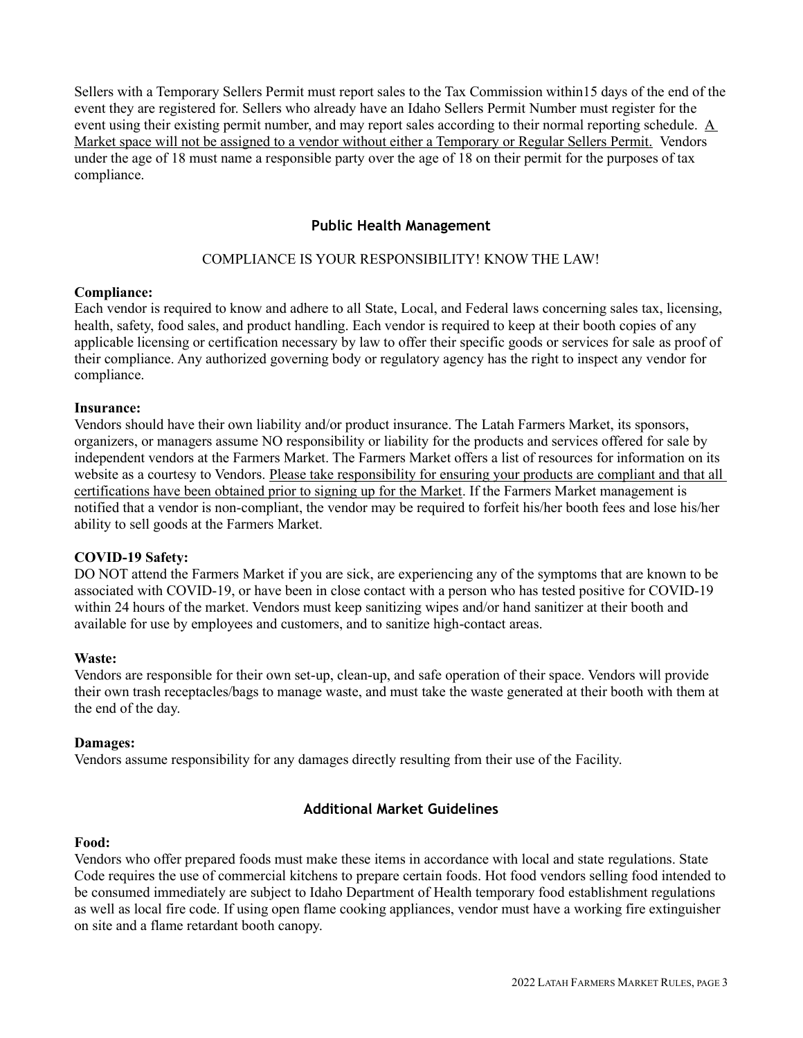Sellers with a Temporary Sellers Permit must report sales to the Tax Commission within15 days of the end of the event they are registered for. Sellers who already have an Idaho Sellers Permit Number must register for the event using their existing permit number, and may report sales according to their normal reporting schedule. <u>A Market space will not be assigned to a vendor without either a Temporary or Regular Sellers Permit.</u> Vendors under the age of 18 must name a responsible party over the age of 18 on their permit for the purposes of tax compliance.

## Public Health Management

COMPLIANCE IS YOUR RESPONSIBILITY! KNOW THE LAW!

**Compliance:**
Each vendor is required to know and adhere to all State, Local, and Federal laws concerning sales tax, licensing, health, safety, food sales, and product handling. Each vendor is required to keep at their booth copies of any applicable licensing or certification necessary by law to offer their specific goods or services for sale as proof of their compliance. Any authorized governing body or regulatory agency has the right to inspect any vendor for compliance.

**Insurance:**
Vendors should have their own liability and/or product insurance. The Latah Farmers Market, its sponsors, organizers, or managers assume NO responsibility or liability for the products and services offered for sale by independent vendors at the Farmers Market. The Farmers Market offers a list of resources for information on its website as a courtesy to Vendors. <u>Please take responsibility for ensuring your products are compliant and that all certifications have been obtained prior to signing up for the Market</u>. If the Farmers Market management is notified that a vendor is non-compliant, the vendor may be required to forfeit his/her booth fees and lose his/her ability to sell goods at the Farmers Market.

**COVID-19 Safety:**
DO NOT attend the Farmers Market if you are sick, are experiencing any of the symptoms that are known to be associated with COVID-19, or have been in close contact with a person who has tested positive for COVID-19 within 24 hours of the market. Vendors must keep sanitizing wipes and/or hand sanitizer at their booth and available for use by employees and customers, and to sanitize high-contact areas.

**Waste:**
Vendors are responsible for their own set-up, clean-up, and safe operation of their space. Vendors will provide their own trash receptacles/bags to manage waste, and must take the waste generated at their booth with them at the end of the day.

**Damages:**
Vendors assume responsibility for any damages directly resulting from their use of the Facility.

## Additional Market Guidelines

**Food:**
Vendors who offer prepared foods must make these items in accordance with local and state regulations. State Code requires the use of commercial kitchens to prepare certain foods. Hot food vendors selling food intended to be consumed immediately are subject to Idaho Department of Health temporary food establishment regulations as well as local fire code. If using open flame cooking appliances, vendor must have a working fire extinguisher on site and a flame retardant booth canopy.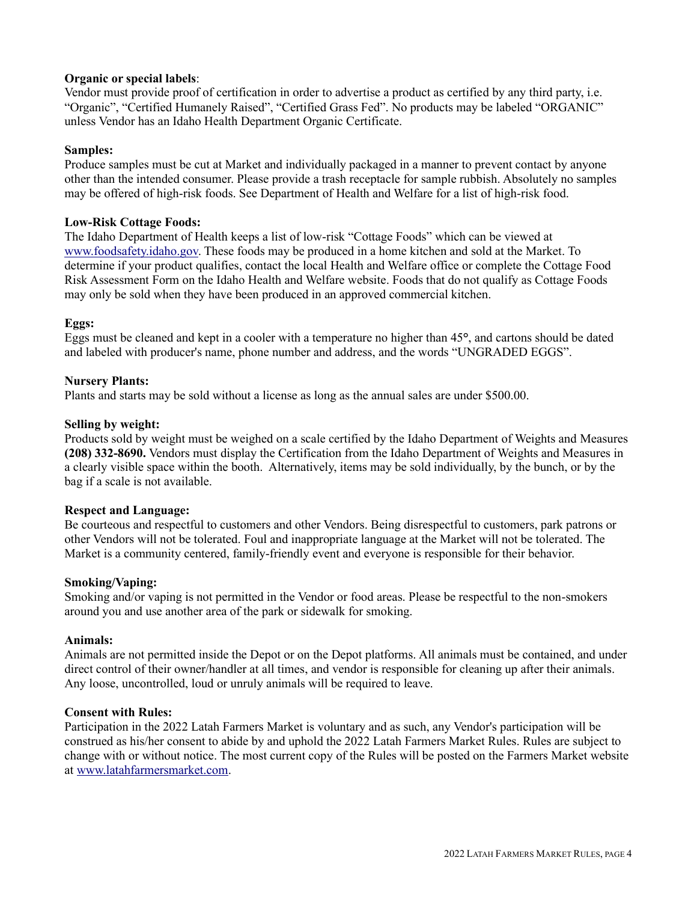**Organic or special labels**:
Vendor must provide proof of certification in order to advertise a product as certified by any third party, i.e. "Organic", "Certified Humanely Raised", "Certified Grass Fed". No products may be labeled "ORGANIC" unless Vendor has an Idaho Health Department Organic Certificate.

**Samples:**
Produce samples must be cut at Market and individually packaged in a manner to prevent contact by anyone other than the intended consumer. Please provide a trash receptacle for sample rubbish. Absolutely no samples may be offered of high-risk foods. See Department of Health and Welfare for a list of high-risk food.

**Low-Risk Cottage Foods:**
The Idaho Department of Health keeps a list of low-risk "Cottage Foods" which can be viewed at [www.foodsafety.idaho.gov](http://www.foodsafety.idaho.gov). These foods may be produced in a home kitchen and sold at the Market. To determine if your product qualifies, contact the local Health and Welfare office or complete the Cottage Food Risk Assessment Form on the Idaho Health and Welfare website. Foods that do not qualify as Cottage Foods may only be sold when they have been produced in an approved commercial kitchen.

**Eggs:**
Eggs must be cleaned and kept in a cooler with a temperature no higher than 45**°**, and cartons should be dated and labeled with producer's name, phone number and address, and the words "UNGRADED EGGS".

**Nursery Plants:**
Plants and starts may be sold without a license as long as the annual sales are under $500.00.

**Selling by weight:**
Products sold by weight must be weighed on a scale certified by the Idaho Department of Weights and Measures **(208) 332-8690.** Vendors must display the Certification from the Idaho Department of Weights and Measures in a clearly visible space within the booth. Alternatively, items may be sold individually, by the bunch, or by the bag if a scale is not available.

**Respect and Language:**
Be courteous and respectful to customers and other Vendors. Being disrespectful to customers, park patrons or other Vendors will not be tolerated. Foul and inappropriate language at the Market will not be tolerated. The Market is a community centered, family-friendly event and everyone is responsible for their behavior.

**Smoking/Vaping:**
Smoking and/or vaping is not permitted in the Vendor or food areas. Please be respectful to the non-smokers around you and use another area of the park or sidewalk for smoking.

**Animals:**
Animals are not permitted inside the Depot or on the Depot platforms. All animals must be contained, and under direct control of their owner/handler at all times, and vendor is responsible for cleaning up after their animals. Any loose, uncontrolled, loud or unruly animals will be required to leave.

**Consent with Rules:**
Participation in the 2022 Latah Farmers Market is voluntary and as such, any Vendor's participation will be construed as his/her consent to abide by and uphold the 2022 Latah Farmers Market Rules. Rules are subject to change with or without notice. The most current copy of the Rules will be posted on the Farmers Market website at [www.latahfarmersmarket.com](http://www.latahfarmersmarket.com).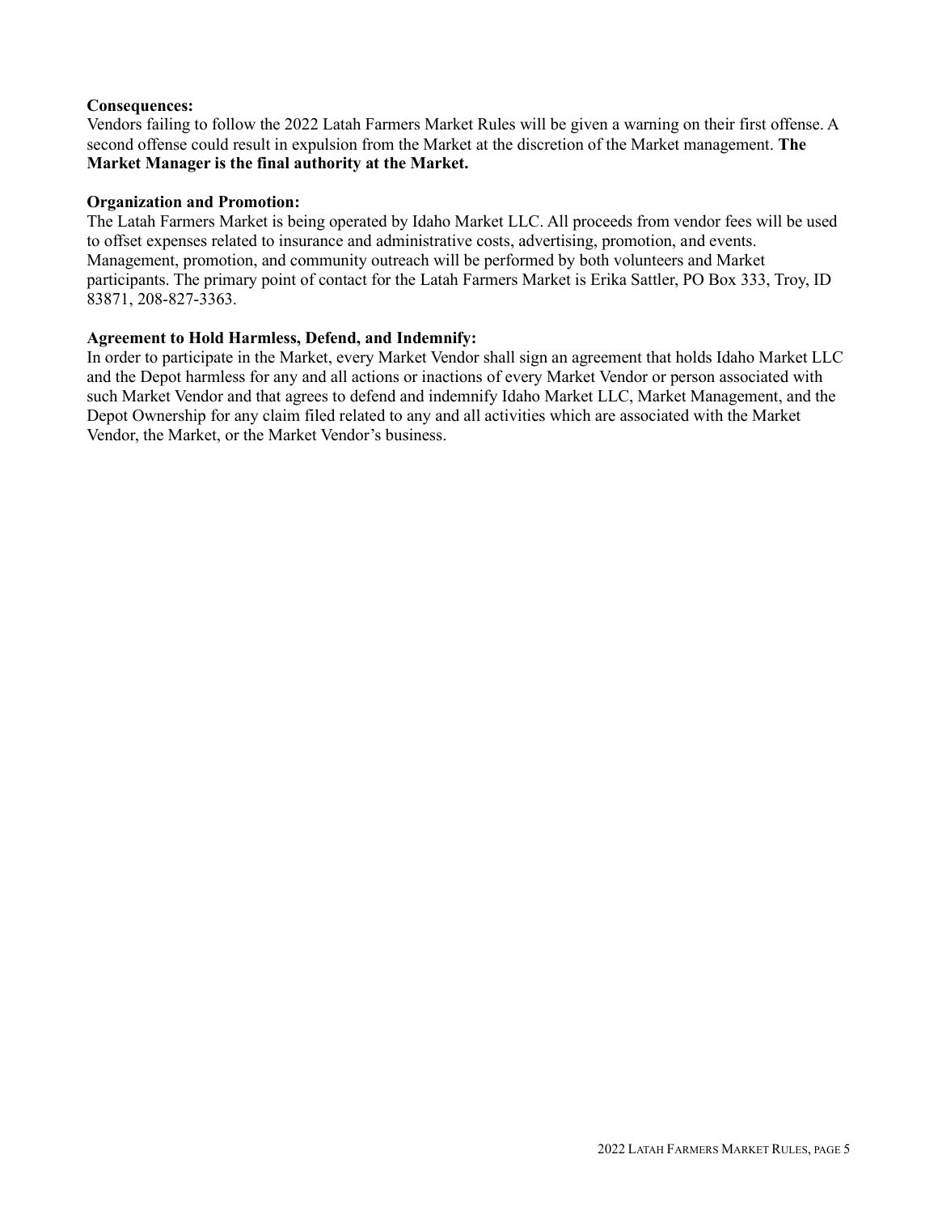**Consequences:**
Vendors failing to follow the 2022 Latah Farmers Market Rules will be given a warning on their first offense. A second offense could result in expulsion from the Market at the discretion of the Market management. **The Market Manager is the final authority at the Market.**

**Organization and Promotion:**
The Latah Farmers Market is being operated by Idaho Market LLC. All proceeds from vendor fees will be used to offset expenses related to insurance and administrative costs, advertising, promotion, and events. Management, promotion, and community outreach will be performed by both volunteers and Market participants. The primary point of contact for the Latah Farmers Market is Erika Sattler, PO Box 333, Troy, ID 83871, 208-827-3363.

**Agreement to Hold Harmless, Defend, and Indemnify:**
In order to participate in the Market, every Market Vendor shall sign an agreement that holds Idaho Market LLC and the Depot harmless for any and all actions or inactions of every Market Vendor or person associated with such Market Vendor and that agrees to defend and indemnify Idaho Market LLC, Market Management, and the Depot Ownership for any claim filed related to any and all activities which are associated with the Market Vendor, the Market, or the Market Vendor's business.